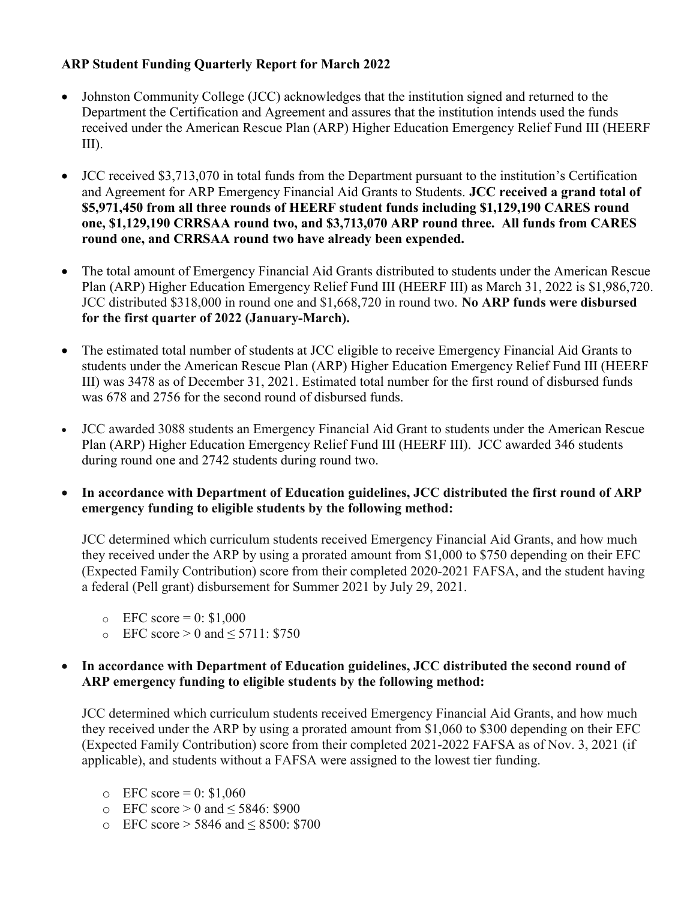**ARP Student Funding Quarterly Report for March 2022**

- Johnston Community College (JCC) acknowledges that the institution signed and returned to the Department the Certification and Agreement and assures that the institution intends used the funds received under the American Rescue Plan (ARP) Higher Education Emergency Relief Fund III (HEERF III).

- JCC received $3,713,070 in total funds from the Department pursuant to the institution's Certification and Agreement for ARP Emergency Financial Aid Grants to Students. **JCC received a grand total of $5,971,450 from all three rounds of HEERF student funds including $1,129,190 CARES round one, $1,129,190 CRRSAA round two, and $3,713,070 ARP round three. All funds from CARES round one, and CRRSAA round two have already been expended.**

- The total amount of Emergency Financial Aid Grants distributed to students under the American Rescue Plan (ARP) Higher Education Emergency Relief Fund III (HEERF III) as March 31, 2022 is $1,986,720. JCC distributed $318,000 in round one and $1,668,720 in round two. **No ARP funds were disbursed for the first quarter of 2022 (January-March).**

- The estimated total number of students at JCC eligible to receive Emergency Financial Aid Grants to students under the American Rescue Plan (ARP) Higher Education Emergency Relief Fund III (HEERF III) was 3478 as of December 31, 2021. Estimated total number for the first round of disbursed funds was 678 and 2756 for the second round of disbursed funds.

- JCC awarded 3088 students an Emergency Financial Aid Grant to students under the American Rescue Plan (ARP) Higher Education Emergency Relief Fund III (HEERF III). JCC awarded 346 students during round one and 2742 students during round two.

- **In accordance with Department of Education guidelines, JCC distributed the first round of ARP emergency funding to eligible students by the following method:**

  JCC determined which curriculum students received Emergency Financial Aid Grants, and how much they received under the ARP by using a prorated amount from $1,000 to $750 depending on their EFC (Expected Family Contribution) score from their completed 2020-2021 FAFSA, and the student having a federal (Pell grant) disbursement for Summer 2021 by July 29, 2021.

  - EFC score = 0: $1,000
  - EFC score > 0 and ≤ 5711: $750

- **In accordance with Department of Education guidelines, JCC distributed the second round of ARP emergency funding to eligible students by the following method:**

  JCC determined which curriculum students received Emergency Financial Aid Grants, and how much they received under the ARP by using a prorated amount from $1,060 to $300 depending on their EFC (Expected Family Contribution) score from their completed 2021-2022 FAFSA as of Nov. 3, 2021 (if applicable), and students without a FAFSA were assigned to the lowest tier funding.

  - EFC score = 0: $1,060
  - EFC score > 0 and ≤ 5846: $900
  - EFC score > 5846 and ≤ 8500: $700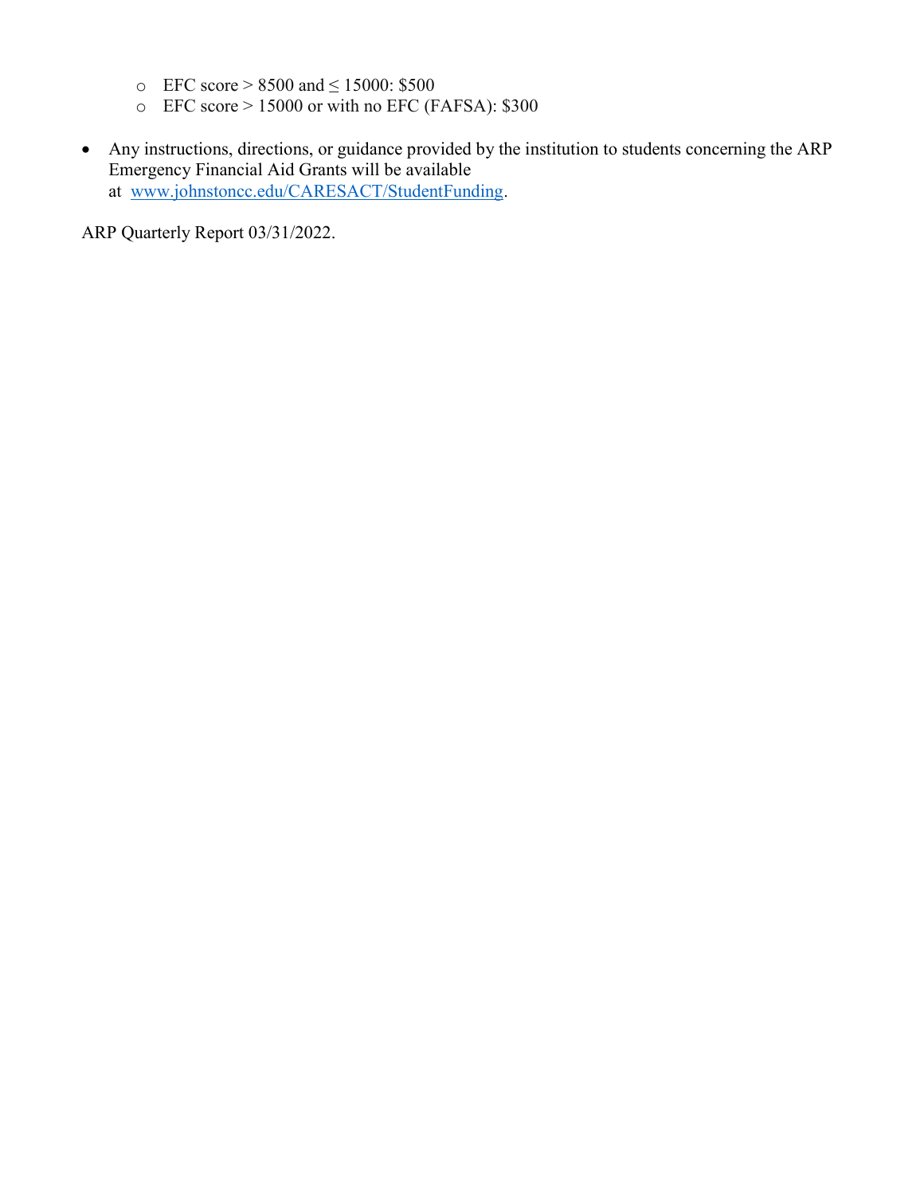- EFC score > 8500 and ≤ 15000: $500
  - EFC score > 15000 or with no EFC (FAFSA): $300

- Any instructions, directions, or guidance provided by the institution to students concerning the ARP Emergency Financial Aid Grants will be available at [www.johnstoncc.edu/CARESACT/StudentFunding](http://www.johnstoncc.edu/CARESACT/StudentFunding).

ARP Quarterly Report 03/31/2022.